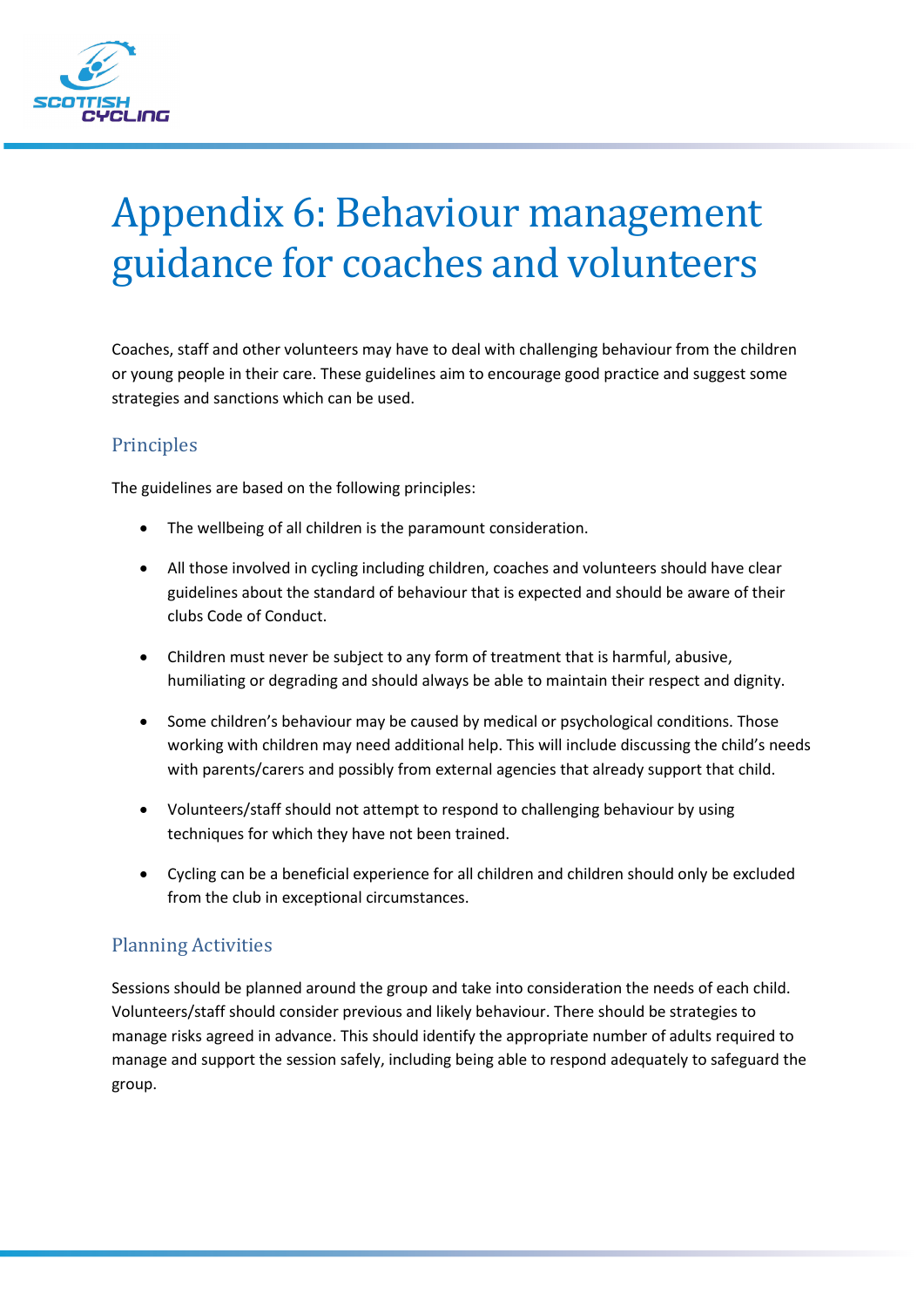# Appendix 6: Behaviour management guidance for coaches and volunteers

Coaches, staff and other volunteers may have to deal with challenging behaviour from the children or young people in their care. These guidelines aim to encourage good practice and suggest some strategies and sanctions which can be used.

## Principles

The guidelines are based on the following principles:

- The wellbeing of all children is the paramount consideration.
- All those involved in cycling including children, coaches and volunteers should have clear guidelines about the standard of behaviour that is expected and should be aware of their clubs Code of Conduct.
- Children must never be subject to any form of treatment that is harmful, abusive, humiliating or degrading and should always be able to maintain their respect and dignity.
- Some children's behaviour may be caused by medical or psychological conditions. Those working with children may need additional help. This will include discussing the child's needs with parents/carers and possibly from external agencies that already support that child.
- Volunteers/staff should not attempt to respond to challenging behaviour by using techniques for which they have not been trained.
- Cycling can be a beneficial experience for all children and children should only be excluded from the club in exceptional circumstances.

## Planning Activities

Sessions should be planned around the group and take into consideration the needs of each child. Volunteers/staff should consider previous and likely behaviour. There should be strategies to manage risks agreed in advance. This should identify the appropriate number of adults required to manage and support the session safely, including being able to respond adequately to safeguard the group.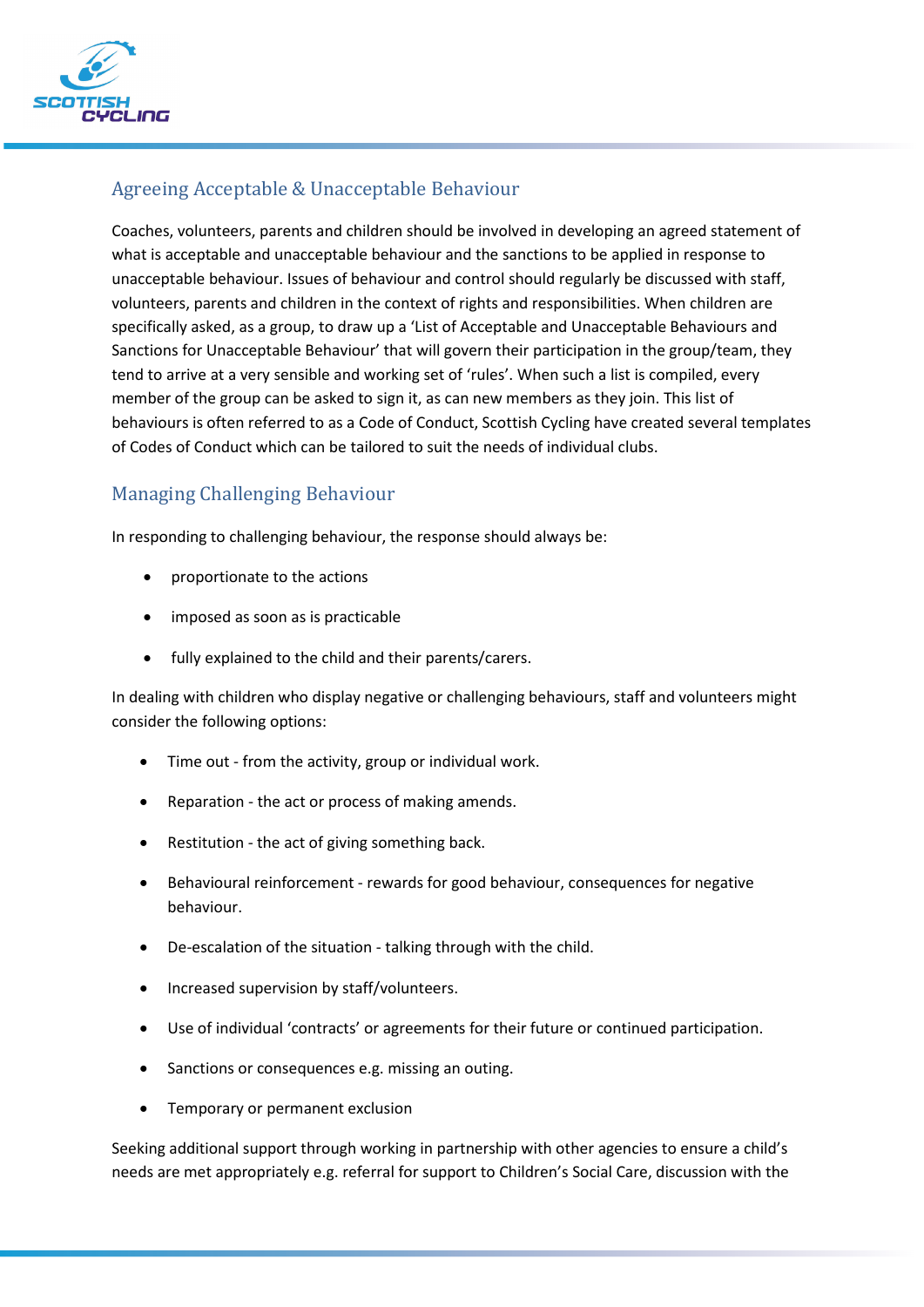## Agreeing Acceptable & Unacceptable Behaviour

Coaches, volunteers, parents and children should be involved in developing an agreed statement of what is acceptable and unacceptable behaviour and the sanctions to be applied in response to unacceptable behaviour. Issues of behaviour and control should regularly be discussed with staff, volunteers, parents and children in the context of rights and responsibilities. When children are specifically asked, as a group, to draw up a 'List of Acceptable and Unacceptable Behaviours and Sanctions for Unacceptable Behaviour' that will govern their participation in the group/team, they tend to arrive at a very sensible and working set of 'rules'. When such a list is compiled, every member of the group can be asked to sign it, as can new members as they join. This list of behaviours is often referred to as a Code of Conduct, Scottish Cycling have created several templates of Codes of Conduct which can be tailored to suit the needs of individual clubs.

## Managing Challenging Behaviour

In responding to challenging behaviour, the response should always be:

- proportionate to the actions
- imposed as soon as is practicable
- fully explained to the child and their parents/carers.

In dealing with children who display negative or challenging behaviours, staff and volunteers might consider the following options:

- Time out - from the activity, group or individual work.
- Reparation - the act or process of making amends.
- Restitution - the act of giving something back.
- Behavioural reinforcement - rewards for good behaviour, consequences for negative behaviour.
- De-escalation of the situation - talking through with the child.
- Increased supervision by staff/volunteers.
- Use of individual 'contracts' or agreements for their future or continued participation.
- Sanctions or consequences e.g. missing an outing.
- Temporary or permanent exclusion

Seeking additional support through working in partnership with other agencies to ensure a child's needs are met appropriately e.g. referral for support to Children's Social Care, discussion with the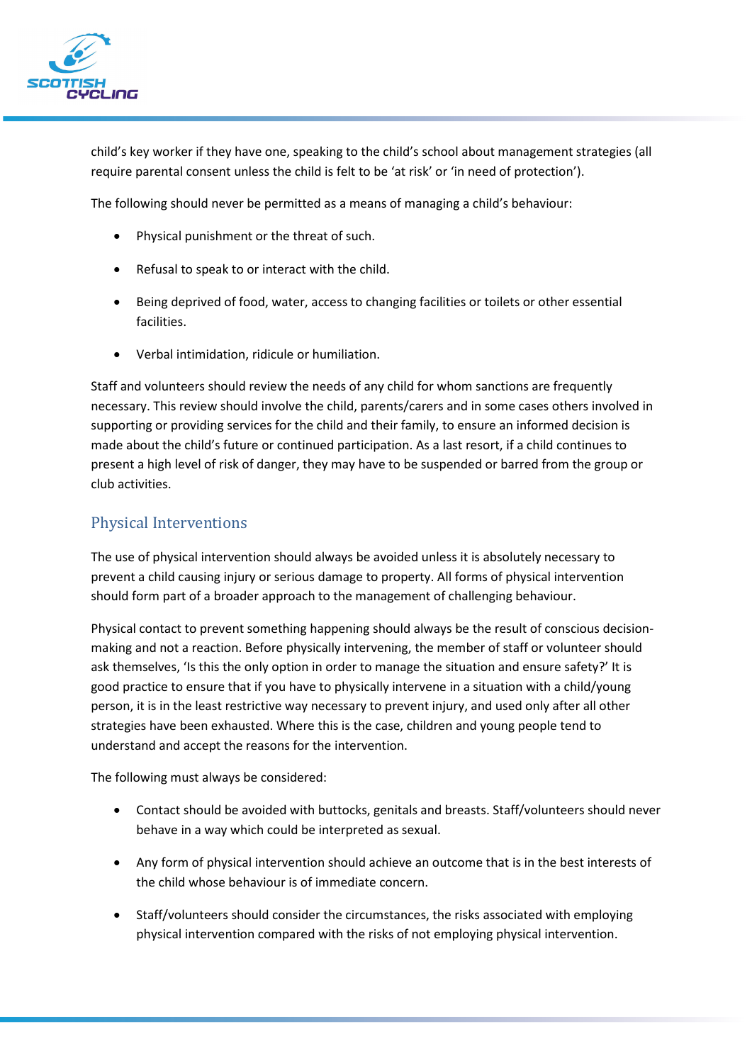child's key worker if they have one, speaking to the child's school about management strategies (all require parental consent unless the child is felt to be 'at risk' or 'in need of protection').

The following should never be permitted as a means of managing a child's behaviour:

- Physical punishment or the threat of such.
- Refusal to speak to or interact with the child.
- Being deprived of food, water, access to changing facilities or toilets or other essential facilities.
- Verbal intimidation, ridicule or humiliation.

Staff and volunteers should review the needs of any child for whom sanctions are frequently necessary. This review should involve the child, parents/carers and in some cases others involved in supporting or providing services for the child and their family, to ensure an informed decision is made about the child's future or continued participation. As a last resort, if a child continues to present a high level of risk of danger, they may have to be suspended or barred from the group or club activities.

## Physical Interventions

The use of physical intervention should always be avoided unless it is absolutely necessary to prevent a child causing injury or serious damage to property. All forms of physical intervention should form part of a broader approach to the management of challenging behaviour.

Physical contact to prevent something happening should always be the result of conscious decision-making and not a reaction. Before physically intervening, the member of staff or volunteer should ask themselves, 'Is this the only option in order to manage the situation and ensure safety?' It is good practice to ensure that if you have to physically intervene in a situation with a child/young person, it is in the least restrictive way necessary to prevent injury, and used only after all other strategies have been exhausted. Where this is the case, children and young people tend to understand and accept the reasons for the intervention.

The following must always be considered:

- Contact should be avoided with buttocks, genitals and breasts. Staff/volunteers should never behave in a way which could be interpreted as sexual.
- Any form of physical intervention should achieve an outcome that is in the best interests of the child whose behaviour is of immediate concern.
- Staff/volunteers should consider the circumstances, the risks associated with employing physical intervention compared with the risks of not employing physical intervention.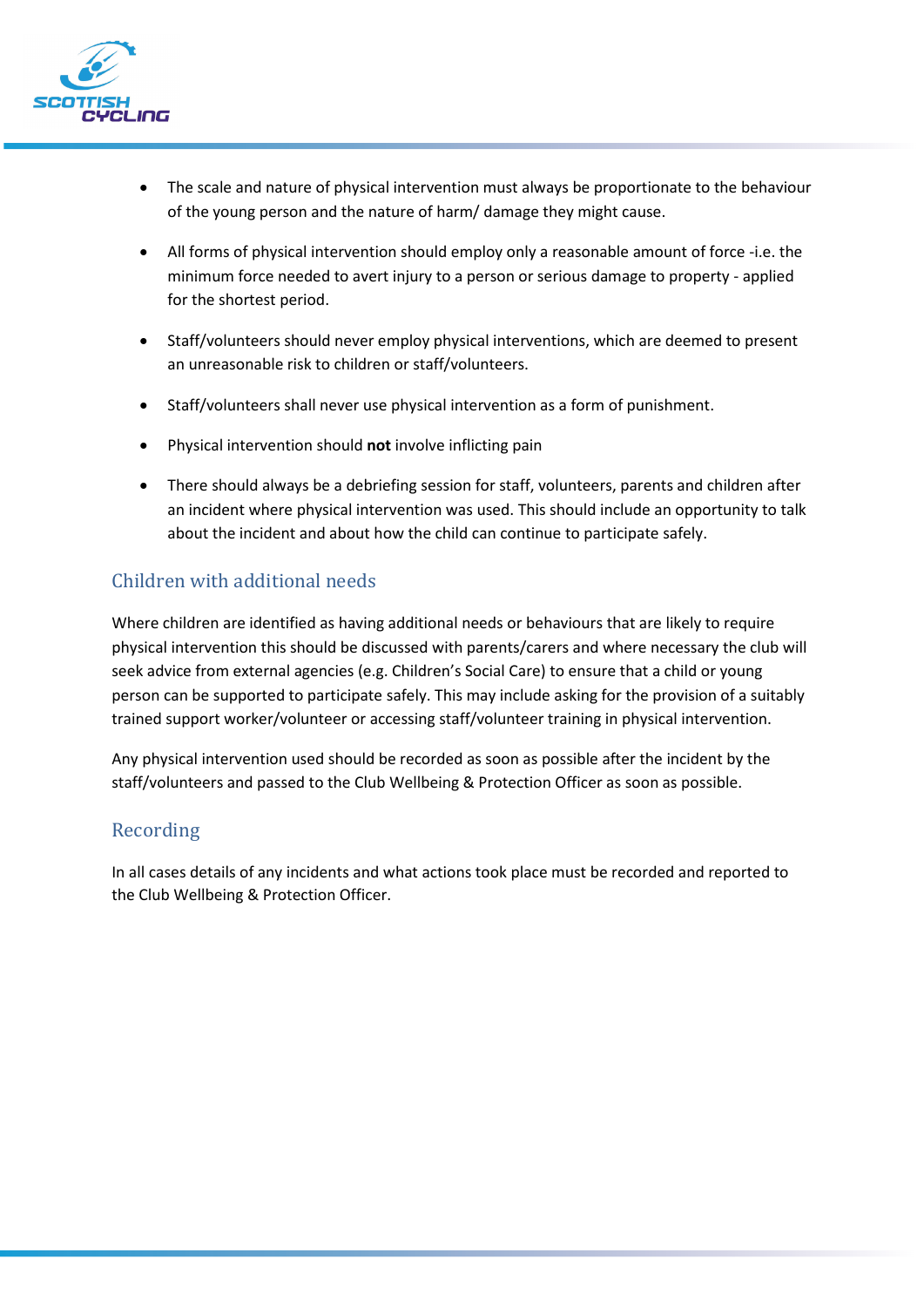- The scale and nature of physical intervention must always be proportionate to the behaviour of the young person and the nature of harm/ damage they might cause.
- All forms of physical intervention should employ only a reasonable amount of force -i.e. the minimum force needed to avert injury to a person or serious damage to property - applied for the shortest period.
- Staff/volunteers should never employ physical interventions, which are deemed to present an unreasonable risk to children or staff/volunteers.
- Staff/volunteers shall never use physical intervention as a form of punishment.
- Physical intervention should **not** involve inflicting pain
- There should always be a debriefing session for staff, volunteers, parents and children after an incident where physical intervention was used. This should include an opportunity to talk about the incident and about how the child can continue to participate safely.

## Children with additional needs

Where children are identified as having additional needs or behaviours that are likely to require physical intervention this should be discussed with parents/carers and where necessary the club will seek advice from external agencies (e.g. Children's Social Care) to ensure that a child or young person can be supported to participate safely. This may include asking for the provision of a suitably trained support worker/volunteer or accessing staff/volunteer training in physical intervention.

Any physical intervention used should be recorded as soon as possible after the incident by the staff/volunteers and passed to the Club Wellbeing & Protection Officer as soon as possible.

## Recording

In all cases details of any incidents and what actions took place must be recorded and reported to the Club Wellbeing & Protection Officer.